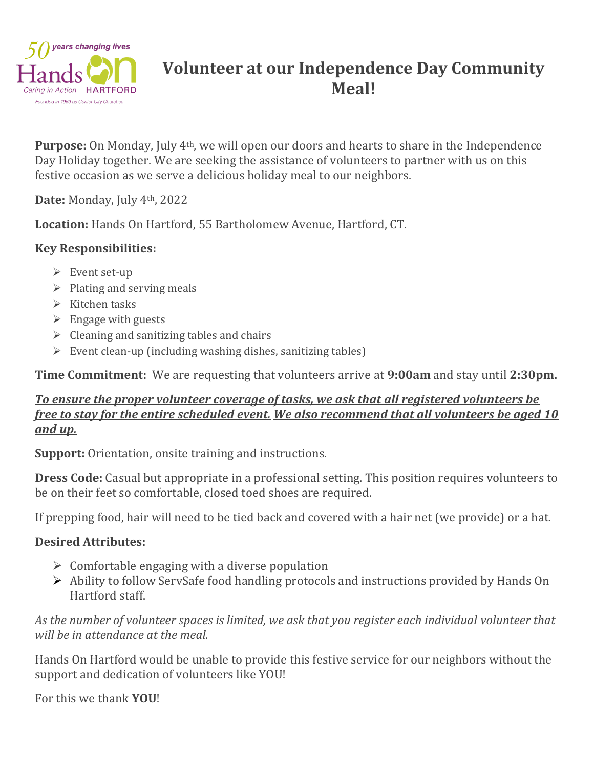# Volunteer at our Independence Day Community Meal!

**Purpose:** On Monday, July 4th, we will open our doors and hearts to share in the Independence Day Holiday together. We are seeking the assistance of volunteers to partner with us on this festive occasion as we serve a delicious holiday meal to our neighbors.

**Date:** Monday, July 4th, 2022

**Location:** Hands On Hartford, 55 Bartholomew Avenue, Hartford, CT.

### Key Responsibilities:

- Event set-up
- Plating and serving meals
- Kitchen tasks
- Engage with guests
- Cleaning and sanitizing tables and chairs
- Event clean-up (including washing dishes, sanitizing tables)

**Time Commitment:** We are requesting that volunteers arrive at **9:00am** and stay until **2:30pm.**

***To ensure the proper volunteer coverage of tasks, we ask that all registered volunteers be free to stay for the entire scheduled event. We also recommend that all volunteers be aged 10 and up.***

**Support:** Orientation, onsite training and instructions.

**Dress Code:** Casual but appropriate in a professional setting. This position requires volunteers to be on their feet so comfortable, closed toed shoes are required.

If prepping food, hair will need to be tied back and covered with a hair net (we provide) or a hat.

### Desired Attributes:

- Comfortable engaging with a diverse population
- Ability to follow ServSafe food handling protocols and instructions provided by Hands On Hartford staff.

*As the number of volunteer spaces is limited, we ask that you register each individual volunteer that will be in attendance at the meal.*

Hands On Hartford would be unable to provide this festive service for our neighbors without the support and dedication of volunteers like YOU!

For this we thank **YOU**!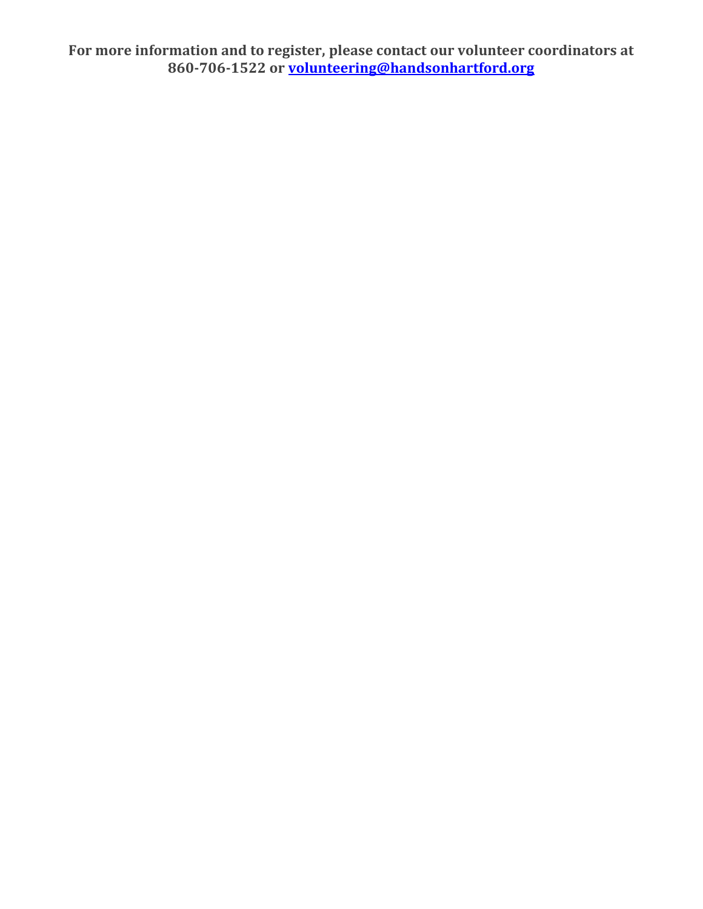**For more information and to register, please contact our volunteer coordinators at 860-706-1522 or [volunteering@handsonhartford.org](mailto:volunteering@handsonhartford.org)**